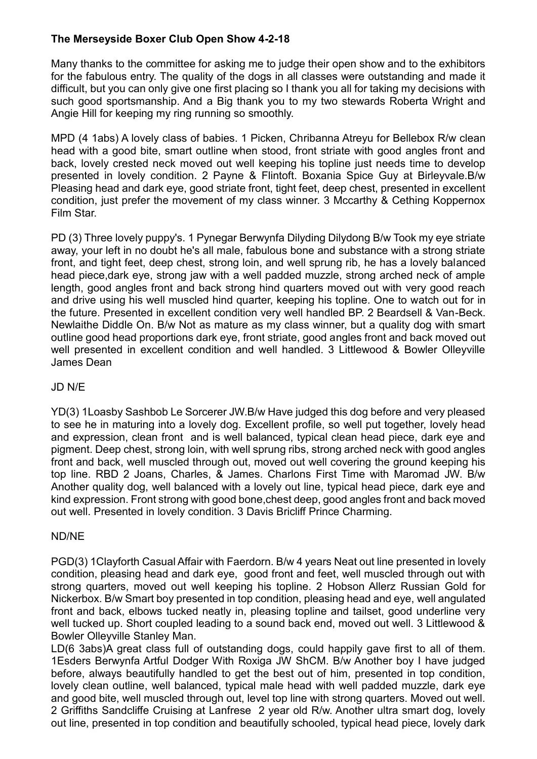**The Merseyside Boxer Club Open Show 4-2-18**

Many thanks to the committee for asking me to judge their open show and to the exhibitors for the fabulous entry. The quality of the dogs in all classes were outstanding and made it difficult, but you can only give one first placing so I thank you all for taking my decisions with such good sportsmanship. And a Big thank you to my two stewards Roberta Wright and Angie Hill for keeping my ring running so smoothly.

MPD (4 1abs) A lovely class of babies. 1 Picken, Chribanna Atreyu for Bellebox R/w clean head with a good bite, smart outline when stood, front striate with good angles front and back, lovely crested neck moved out well keeping his topline just needs time to develop presented in lovely condition. 2 Payne & Flintoft. Boxania Spice Guy at Birleyvale.B/w Pleasing head and dark eye, good striate front, tight feet, deep chest, presented in excellent condition, just prefer the movement of my class winner. 3 Mccarthy & Cething Koppernox Film Star.

PD (3) Three lovely puppy's. 1 Pynegar Berwynfa Dilyding Dilydong B/w Took my eye striate away, your left in no doubt he's all male, fabulous bone and substance with a strong striate front, and tight feet, deep chest, strong loin, and well sprung rib, he has a lovely balanced head piece,dark eye, strong jaw with a well padded muzzle, strong arched neck of ample length, good angles front and back strong hind quarters moved out with very good reach and drive using his well muscled hind quarter, keeping his topline. One to watch out for in the future. Presented in excellent condition very well handled BP. 2 Beardsell & Van-Beck. Newlaithe Diddle On. B/w Not as mature as my class winner, but a quality dog with smart outline good head proportions dark eye, front striate, good angles front and back moved out well presented in excellent condition and well handled. 3 Littlewood & Bowler Olleyville James Dean

JD N/E

YD(3) 1Loasby Sashbob Le Sorcerer JW.B/w Have judged this dog before and very pleased to see he in maturing into a lovely dog. Excellent profile, so well put together, lovely head and expression, clean front and is well balanced, typical clean head piece, dark eye and pigment. Deep chest, strong loin, with well sprung ribs, strong arched neck with good angles front and back, well muscled through out, moved out well covering the ground keeping his top line. RBD 2 Joans, Charles, & James. Charlons First Time with Maromad JW. B/w Another quality dog, well balanced with a lovely out line, typical head piece, dark eye and kind expression. Front strong with good bone,chest deep, good angles front and back moved out well. Presented in lovely condition. 3 Davis Bricliff Prince Charming.

ND/NE

PGD(3) 1Clayforth Casual Affair with Faerdorn. B/w 4 years Neat out line presented in lovely condition, pleasing head and dark eye, good front and feet, well muscled through out with strong quarters, moved out well keeping his topline. 2 Hobson Allerz Russian Gold for Nickerbox. B/w Smart boy presented in top condition, pleasing head and eye, well angulated front and back, elbows tucked neatly in, pleasing topline and tailset, good underline very well tucked up. Short coupled leading to a sound back end, moved out well. 3 Littlewood & Bowler Olleyville Stanley Man.

LD(6 3abs)A great class full of outstanding dogs, could happily gave first to all of them. 1Esders Berwynfa Artful Dodger With Roxiga JW ShCM. B/w Another boy I have judged before, always beautifully handled to get the best out of him, presented in top condition, lovely clean outline, well balanced, typical male head with well padded muzzle, dark eye and good bite, well muscled through out, level top line with strong quarters. Moved out well. 2 Griffiths Sandcliffe Cruising at Lanfrese 2 year old R/w. Another ultra smart dog, lovely out line, presented in top condition and beautifully schooled, typical head piece, lovely dark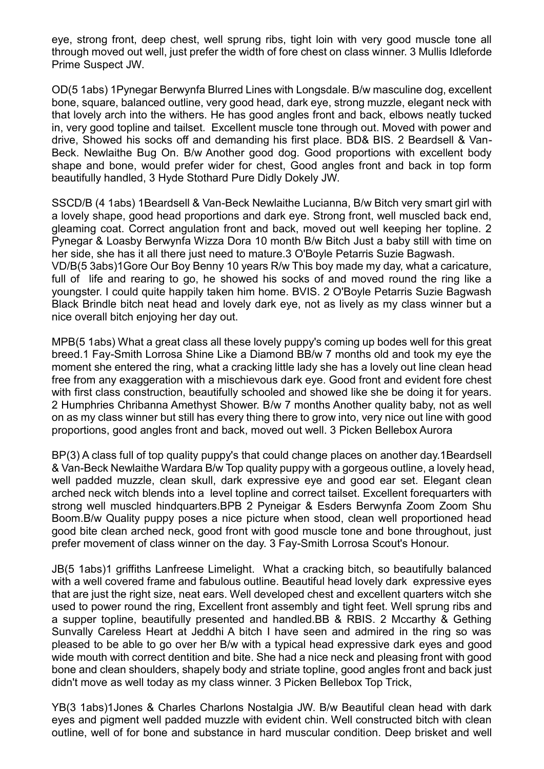eye, strong front, deep chest, well sprung ribs, tight loin with very good muscle tone all through moved out well, just prefer the width of fore chest on class winner. 3 Mullis Idleforde Prime Suspect JW.

OD(5 1abs) 1Pynegar Berwynfa Blurred Lines with Longsdale. B/w masculine dog, excellent bone, square, balanced outline, very good head, dark eye, strong muzzle, elegant neck with that lovely arch into the withers. He has good angles front and back, elbows neatly tucked in, very good topline and tailset. Excellent muscle tone through out. Moved with power and drive, Showed his socks off and demanding his first place. BD& BIS. 2 Beardsell & Van-Beck. Newlaithe Bug On. B/w Another good dog. Good proportions with excellent body shape and bone, would prefer wider for chest, Good angles front and back in top form beautifully handled, 3 Hyde Stothard Pure Didly Dokely JW.

SSCD/B (4 1abs) 1Beardsell & Van-Beck Newlaithe Lucianna, B/w Bitch very smart girl with a lovely shape, good head proportions and dark eye. Strong front, well muscled back end, gleaming coat. Correct angulation front and back, moved out well keeping her topline. 2 Pynegar & Loasby Berwynfa Wizza Dora 10 month B/w Bitch Just a baby still with time on her side, she has it all there just need to mature.3 O'Boyle Petarris Suzie Bagwash.
VD/B(5 3abs)1Gore Our Boy Benny 10 years R/w This boy made my day, what a caricature, full of life and rearing to go, he showed his socks of and moved round the ring like a youngster. I could quite happily taken him home. BVIS. 2 O'Boyle Petarris Suzie Bagwash Black Brindle bitch neat head and lovely dark eye, not as lively as my class winner but a nice overall bitch enjoying her day out.

MPB(5 1abs) What a great class all these lovely puppy's coming up bodes well for this great breed.1 Fay-Smith Lorrosa Shine Like a Diamond BB/w 7 months old and took my eye the moment she entered the ring, what a cracking little lady she has a lovely out line clean head free from any exaggeration with a mischievous dark eye. Good front and evident fore chest with first class construction, beautifully schooled and showed like she be doing it for years. 2 Humphries Chribanna Amethyst Shower. B/w 7 months Another quality baby, not as well on as my class winner but still has every thing there to grow into, very nice out line with good proportions, good angles front and back, moved out well. 3 Picken Bellebox Aurora

BP(3) A class full of top quality puppy's that could change places on another day.1Beardsell & Van-Beck Newlaithe Wardara B/w Top quality puppy with a gorgeous outline, a lovely head, well padded muzzle, clean skull, dark expressive eye and good ear set. Elegant clean arched neck witch blends into a level topline and correct tailset. Excellent forequarters with strong well muscled hindquarters.BPB 2 Pyneigar & Esders Berwynfa Zoom Zoom Shu Boom.B/w Quality puppy poses a nice picture when stood, clean well proportioned head good bite clean arched neck, good front with good muscle tone and bone throughout, just prefer movement of class winner on the day. 3 Fay-Smith Lorrosa Scout's Honour.

JB(5 1abs)1 griffiths Lanfreese Limelight. What a cracking bitch, so beautifully balanced with a well covered frame and fabulous outline. Beautiful head lovely dark expressive eyes that are just the right size, neat ears. Well developed chest and excellent quarters witch she used to power round the ring, Excellent front assembly and tight feet. Well sprung ribs and a supper topline, beautifully presented and handled.BB & RBIS. 2 Mccarthy & Gething Sunvally Careless Heart at Jeddhi A bitch I have seen and admired in the ring so was pleased to be able to go over her B/w with a typical head expressive dark eyes and good wide mouth with correct dentition and bite. She had a nice neck and pleasing front with good bone and clean shoulders, shapely body and striate topline, good angles front and back just didn't move as well today as my class winner. 3 Picken Bellebox Top Trick,

YB(3 1abs)1Jones & Charles Charlons Nostalgia JW. B/w Beautiful clean head with dark eyes and pigment well padded muzzle with evident chin. Well constructed bitch with clean outline, well of for bone and substance in hard muscular condition. Deep brisket and well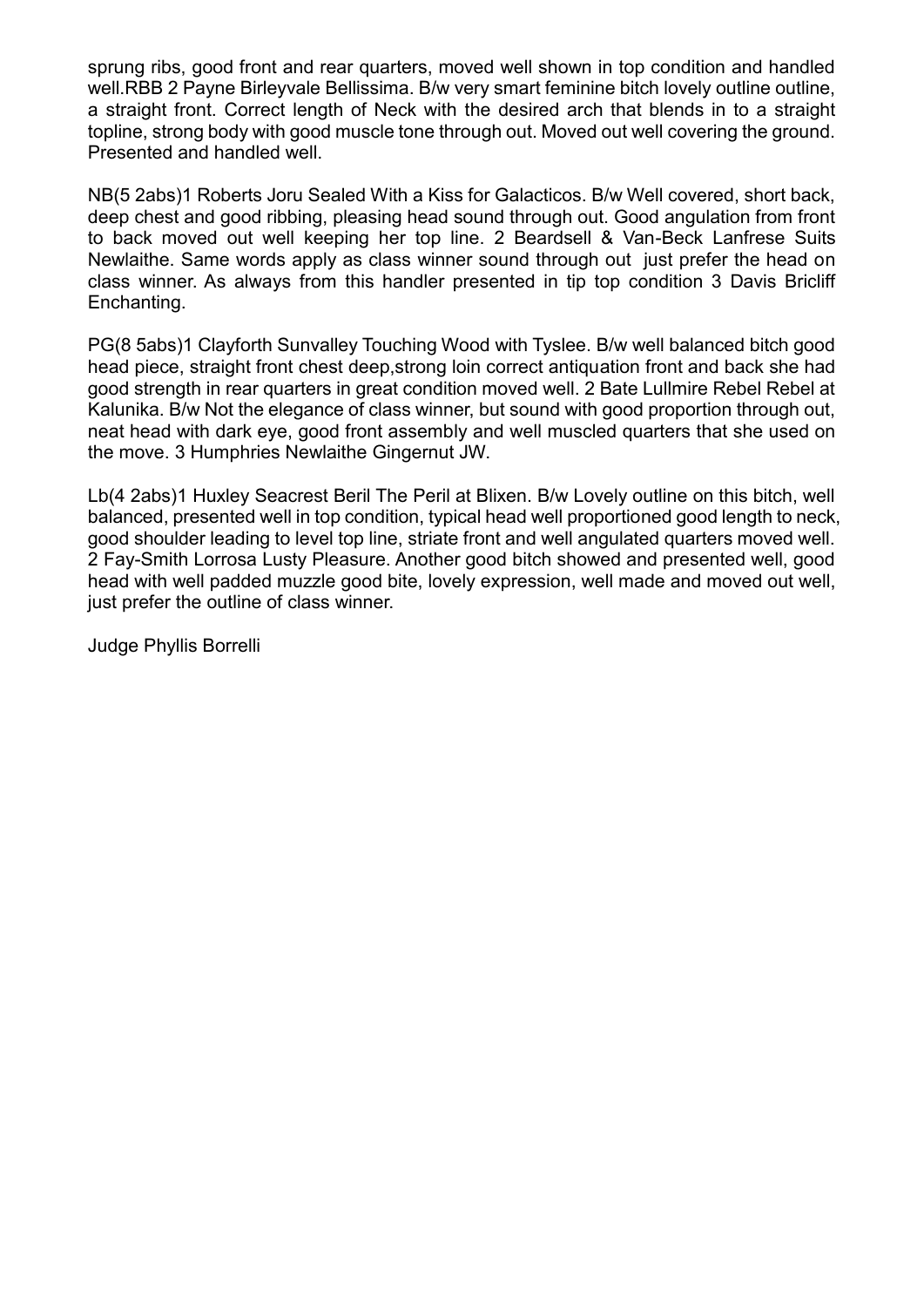sprung ribs, good front and rear quarters, moved well shown in top condition and handled well.RBB 2 Payne Birleyvale Bellissima. B/w very smart feminine bitch lovely outline outline, a straight front. Correct length of Neck with the desired arch that blends in to a straight topline, strong body with good muscle tone through out. Moved out well covering the ground. Presented and handled well.

NB(5 2abs)1 Roberts Joru Sealed With a Kiss for Galacticos. B/w Well covered, short back, deep chest and good ribbing, pleasing head sound through out. Good angulation from front to back moved out well keeping her top line. 2 Beardsell & Van-Beck Lanfrese Suits Newlaithe. Same words apply as class winner sound through out just prefer the head on class winner. As always from this handler presented in tip top condition 3 Davis Bricliff Enchanting.

PG(8 5abs)1 Clayforth Sunvalley Touching Wood with Tyslee. B/w well balanced bitch good head piece, straight front chest deep,strong loin correct antiquation front and back she had good strength in rear quarters in great condition moved well. 2 Bate Lullmire Rebel Rebel at Kalunika. B/w Not the elegance of class winner, but sound with good proportion through out, neat head with dark eye, good front assembly and well muscled quarters that she used on the move. 3 Humphries Newlaithe Gingernut JW.

Lb(4 2abs)1 Huxley Seacrest Beril The Peril at Blixen. B/w Lovely outline on this bitch, well balanced, presented well in top condition, typical head well proportioned good length to neck, good shoulder leading to level top line, striate front and well angulated quarters moved well. 2 Fay-Smith Lorrosa Lusty Pleasure. Another good bitch showed and presented well, good head with well padded muzzle good bite, lovely expression, well made and moved out well, just prefer the outline of class winner.

Judge Phyllis Borrelli